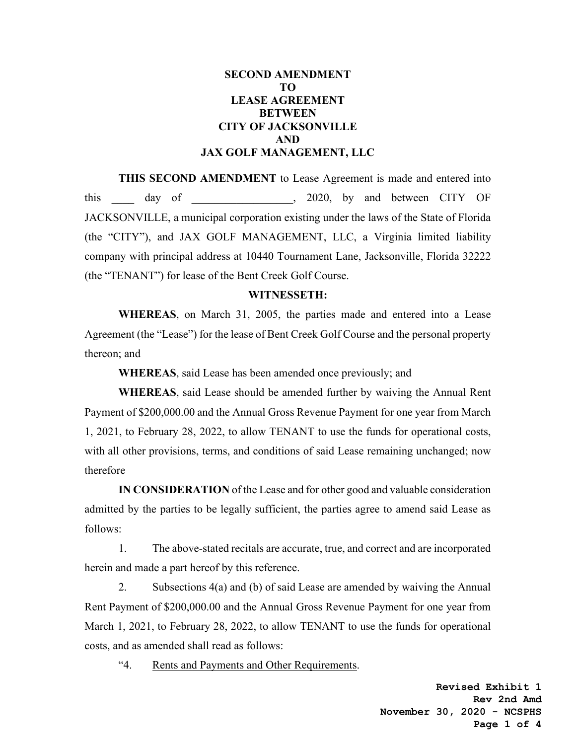**SECOND AMENDMENT**
**TO**
**LEASE AGREEMENT**
**BETWEEN**
**CITY OF JACKSONVILLE**
**AND**
**JAX GOLF MANAGEMENT, LLC**

**THIS SECOND AMENDMENT** to Lease Agreement is made and entered into this ____ day of __________________, 2020, by and between CITY OF JACKSONVILLE, a municipal corporation existing under the laws of the State of Florida (the "CITY"), and JAX GOLF MANAGEMENT, LLC, a Virginia limited liability company with principal address at 10440 Tournament Lane, Jacksonville, Florida 32222 (the "TENANT") for lease of the Bent Creek Golf Course.

**WITNESSETH:**

**WHEREAS**, on March 31, 2005, the parties made and entered into a Lease Agreement (the "Lease") for the lease of Bent Creek Golf Course and the personal property thereon; and

**WHEREAS**, said Lease has been amended once previously; and

**WHEREAS**, said Lease should be amended further by waiving the Annual Rent Payment of $200,000.00 and the Annual Gross Revenue Payment for one year from March 1, 2021, to February 28, 2022, to allow TENANT to use the funds for operational costs, with all other provisions, terms, and conditions of said Lease remaining unchanged; now therefore

**IN CONSIDERATION** of the Lease and for other good and valuable consideration admitted by the parties to be legally sufficient, the parties agree to amend said Lease as follows:

1. The above-stated recitals are accurate, true, and correct and are incorporated herein and made a part hereof by this reference.

2. Subsections 4(a) and (b) of said Lease are amended by waiving the Annual Rent Payment of $200,000.00 and the Annual Gross Revenue Payment for one year from March 1, 2021, to February 28, 2022, to allow TENANT to use the funds for operational costs, and as amended shall read as follows:

"4. Rents and Payments and Other Requirements.

**Revised Exhibit 1**
**Rev 2nd Amd**
**November 30, 2020 - NCSPHS**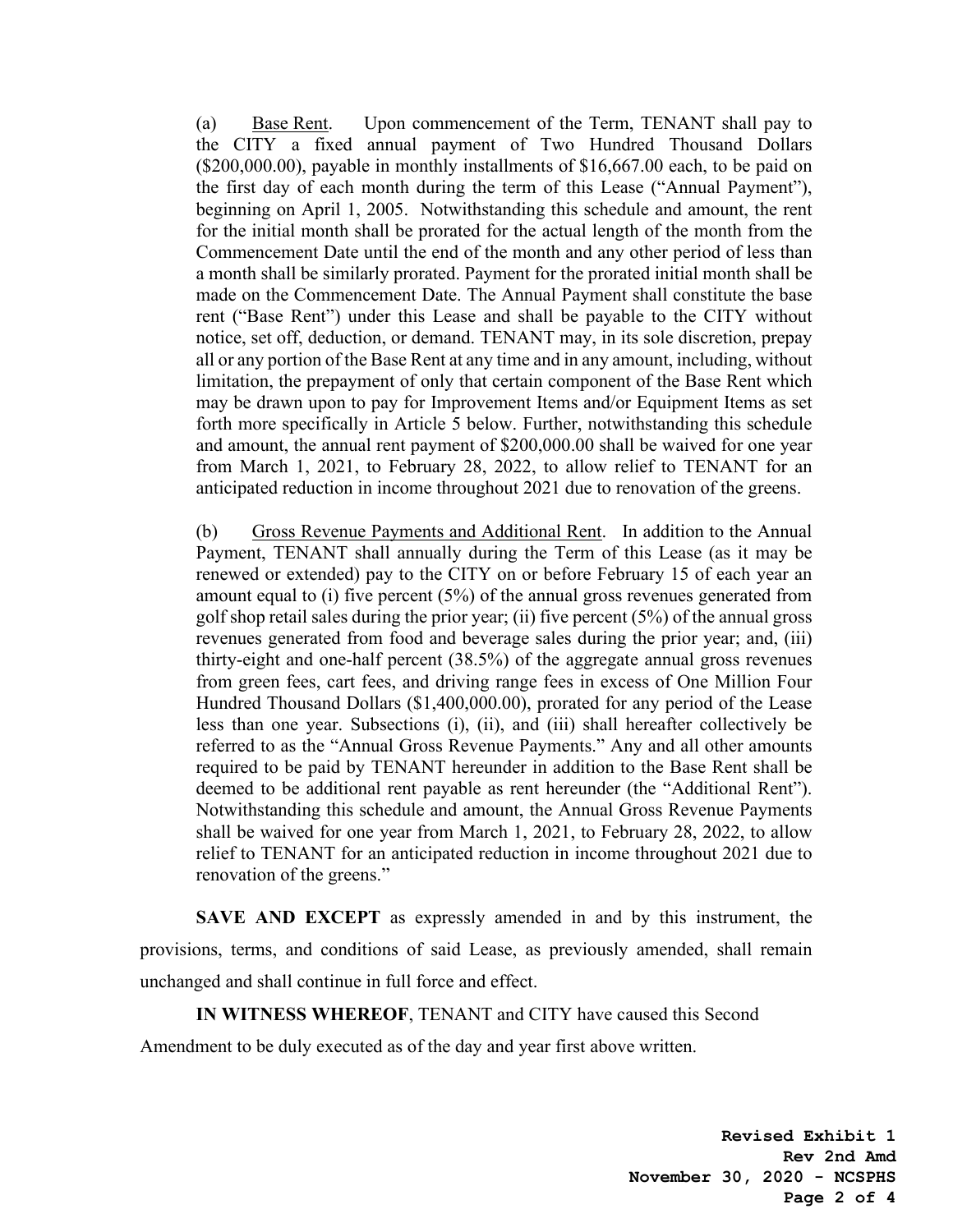(a) Base Rent. Upon commencement of the Term, TENANT shall pay to the CITY a fixed annual payment of Two Hundred Thousand Dollars ($200,000.00), payable in monthly installments of $16,667.00 each, to be paid on the first day of each month during the term of this Lease ("Annual Payment"), beginning on April 1, 2005. Notwithstanding this schedule and amount, the rent for the initial month shall be prorated for the actual length of the month from the Commencement Date until the end of the month and any other period of less than a month shall be similarly prorated. Payment for the prorated initial month shall be made on the Commencement Date. The Annual Payment shall constitute the base rent ("Base Rent") under this Lease and shall be payable to the CITY without notice, set off, deduction, or demand. TENANT may, in its sole discretion, prepay all or any portion of the Base Rent at any time and in any amount, including, without limitation, the prepayment of only that certain component of the Base Rent which may be drawn upon to pay for Improvement Items and/or Equipment Items as set forth more specifically in Article 5 below. Further, notwithstanding this schedule and amount, the annual rent payment of $200,000.00 shall be waived for one year from March 1, 2021, to February 28, 2022, to allow relief to TENANT for an anticipated reduction in income throughout 2021 due to renovation of the greens.

(b) Gross Revenue Payments and Additional Rent. In addition to the Annual Payment, TENANT shall annually during the Term of this Lease (as it may be renewed or extended) pay to the CITY on or before February 15 of each year an amount equal to (i) five percent (5%) of the annual gross revenues generated from golf shop retail sales during the prior year; (ii) five percent (5%) of the annual gross revenues generated from food and beverage sales during the prior year; and, (iii) thirty-eight and one-half percent (38.5%) of the aggregate annual gross revenues from green fees, cart fees, and driving range fees in excess of One Million Four Hundred Thousand Dollars ($1,400,000.00), prorated for any period of the Lease less than one year. Subsections (i), (ii), and (iii) shall hereafter collectively be referred to as the "Annual Gross Revenue Payments." Any and all other amounts required to be paid by TENANT hereunder in addition to the Base Rent shall be deemed to be additional rent payable as rent hereunder (the "Additional Rent"). Notwithstanding this schedule and amount, the Annual Gross Revenue Payments shall be waived for one year from March 1, 2021, to February 28, 2022, to allow relief to TENANT for an anticipated reduction in income throughout 2021 due to renovation of the greens."

**SAVE AND EXCEPT** as expressly amended in and by this instrument, the provisions, terms, and conditions of said Lease, as previously amended, shall remain unchanged and shall continue in full force and effect.

**IN WITNESS WHEREOF**, TENANT and CITY have caused this Second Amendment to be duly executed as of the day and year first above written.

**Revised Exhibit 1**
**Rev 2nd Amd**
**November 30, 2020 - NCSPHS**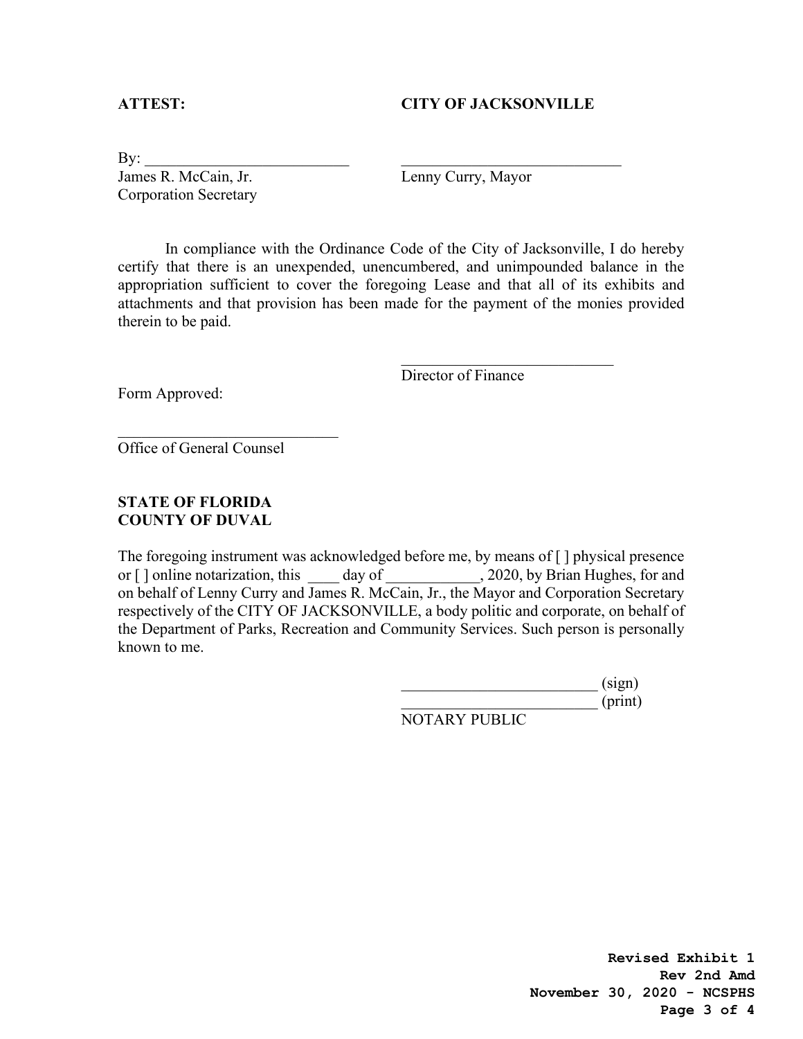**ATTEST:** **CITY OF JACKSONVILLE**

By: ___________________________
James R. McCain, Jr.
Corporation Secretary

___________________________
Lenny Curry, Mayor

In compliance with the Ordinance Code of the City of Jacksonville, I do hereby certify that there is an unexpended, unencumbered, and unimpounded balance in the appropriation sufficient to cover the foregoing Lease and that all of its exhibits and attachments and that provision has been made for the payment of the monies provided therein to be paid.

___________________________
Director of Finance

Form Approved:

___________________________
Office of General Counsel

**STATE OF FLORIDA**
**COUNTY OF DUVAL**

The foregoing instrument was acknowledged before me, by means of [ ] physical presence or [ ] online notarization, this ____ day of ____________, 2020, by Brian Hughes, for and on behalf of Lenny Curry and James R. McCain, Jr., the Mayor and Corporation Secretary respectively of the CITY OF JACKSONVILLE, a body politic and corporate, on behalf of the Department of Parks, Recreation and Community Services. Such person is personally known to me.

_________________________ (sign)
_________________________ (print)
NOTARY PUBLIC

**Revised Exhibit 1**
**Rev 2nd Amd**
**November 30, 2020 - NCSPHS**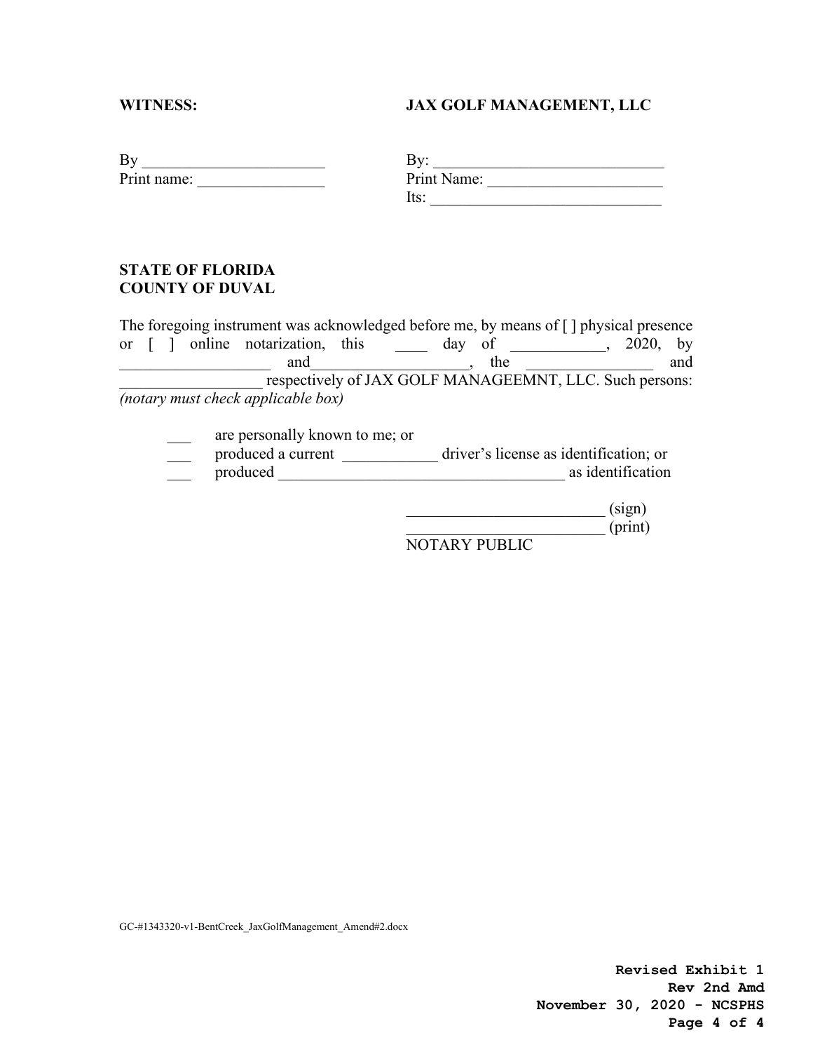**WITNESS:** **JAX GOLF MANAGEMENT, LLC**

By ______________________ By: ____________________________
Print name: _______________ Print Name: _____________________
Its: ____________________________

**STATE OF FLORIDA**
**COUNTY OF DUVAL**

The foregoing instrument was acknowledged before me, by means of [ ] physical presence or [ ] online notarization, this ____ day of ___________, 2020, by __________________ and__________________, the _______________ and _________________ respectively of JAX GOLF MANAGEEMNT, LLC. Such persons: *(notary must check applicable box)*

___ are personally known to me; or
___ produced a current ___________ driver's license as identification; or
___ produced __________________________________ as identification

________________________ (sign)
________________________ (print)
NOTARY PUBLIC

GC-#1343320-v1-BentCreek_JaxGolfManagement_Amend#2.docx

**Revised Exhibit 1**
**Rev 2nd Amd**
**November 30, 2020 - NCSPHS**